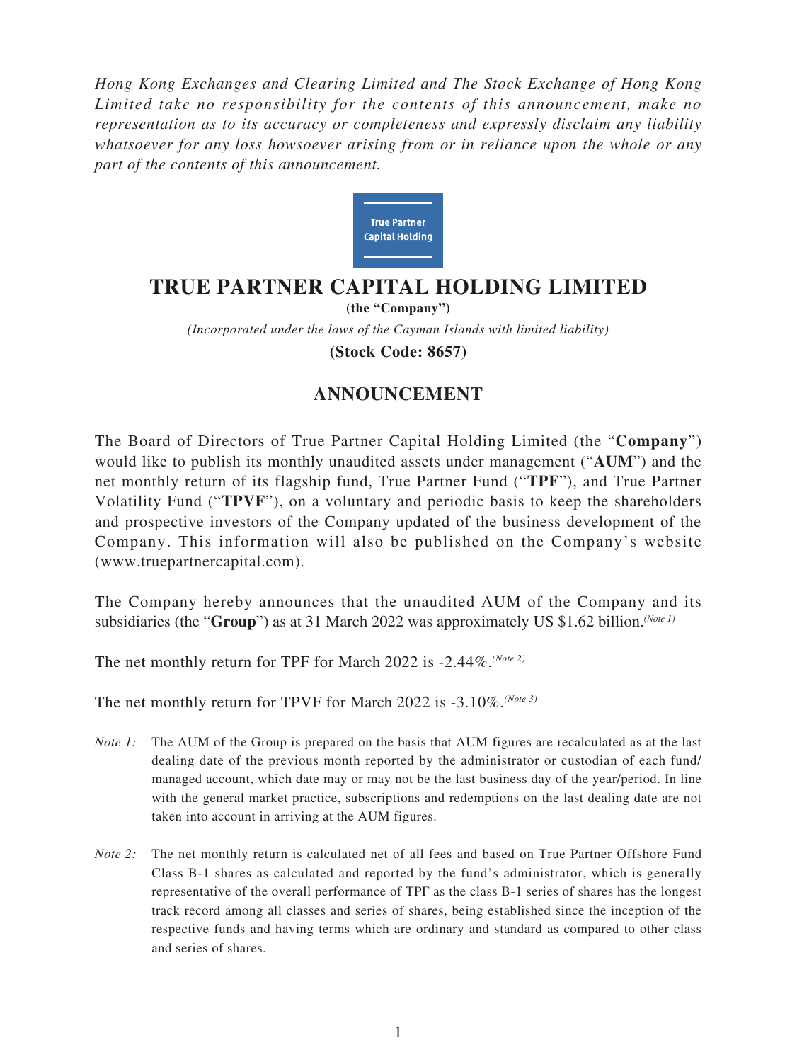*Hong Kong Exchanges and Clearing Limited and The Stock Exchange of Hong Kong Limited take no responsibility for the contents of this announcement, make no representation as to its accuracy or completeness and expressly disclaim any liability whatsoever for any loss howsoever arising from or in reliance upon the whole or any part of the contents of this announcement.*

True Partner Capital Holding

# TRUE PARTNER CAPITAL HOLDING LIMITED

**(the "Company")**

*(Incorporated under the laws of the Cayman Islands with limited liability)*

**(Stock Code: 8657)**

## ANNOUNCEMENT

The Board of Directors of True Partner Capital Holding Limited (the "**Company**") would like to publish its monthly unaudited assets under management ("**AUM**") and the net monthly return of its flagship fund, True Partner Fund ("**TPF**"), and True Partner Volatility Fund ("**TPVF**"), on a voluntary and periodic basis to keep the shareholders and prospective investors of the Company updated of the business development of the Company. This information will also be published on the Company's website (www.truepartnercapital.com).

The Company hereby announces that the unaudited AUM of the Company and its subsidiaries (the "**Group**") as at 31 March 2022 was approximately US $1.62 billion.*(Note 1)*

The net monthly return for TPF for March 2022 is -2.44%.*(Note 2)*

The net monthly return for TPVF for March 2022 is -3.10%.*(Note 3)*

*Note 1:* The AUM of the Group is prepared on the basis that AUM figures are recalculated as at the last dealing date of the previous month reported by the administrator or custodian of each fund/managed account, which date may or may not be the last business day of the year/period. In line with the general market practice, subscriptions and redemptions on the last dealing date are not taken into account in arriving at the AUM figures.

*Note 2:* The net monthly return is calculated net of all fees and based on True Partner Offshore Fund Class B-1 shares as calculated and reported by the fund's administrator, which is generally representative of the overall performance of TPF as the class B-1 series of shares has the longest track record among all classes and series of shares, being established since the inception of the respective funds and having terms which are ordinary and standard as compared to other class and series of shares.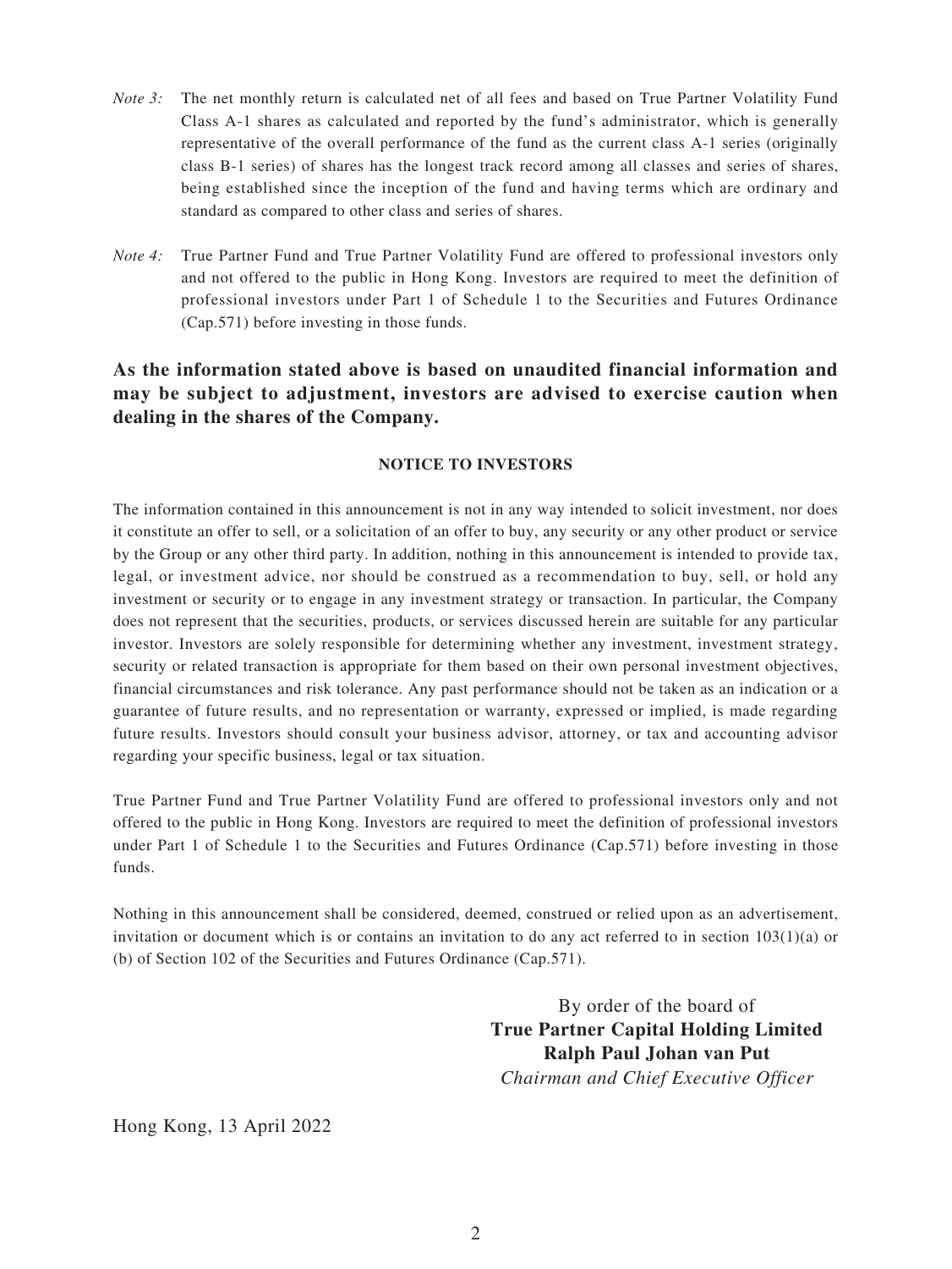*Note 3:* The net monthly return is calculated net of all fees and based on True Partner Volatility Fund Class A-1 shares as calculated and reported by the fund's administrator, which is generally representative of the overall performance of the fund as the current class A-1 series (originally class B-1 series) of shares has the longest track record among all classes and series of shares, being established since the inception of the fund and having terms which are ordinary and standard as compared to other class and series of shares.

*Note 4:* True Partner Fund and True Partner Volatility Fund are offered to professional investors only and not offered to the public in Hong Kong. Investors are required to meet the definition of professional investors under Part 1 of Schedule 1 to the Securities and Futures Ordinance (Cap.571) before investing in those funds.

**As the information stated above is based on unaudited financial information and may be subject to adjustment, investors are advised to exercise caution when dealing in the shares of the Company.**

**NOTICE TO INVESTORS**

The information contained in this announcement is not in any way intended to solicit investment, nor does it constitute an offer to sell, or a solicitation of an offer to buy, any security or any other product or service by the Group or any other third party. In addition, nothing in this announcement is intended to provide tax, legal, or investment advice, nor should be construed as a recommendation to buy, sell, or hold any investment or security or to engage in any investment strategy or transaction. In particular, the Company does not represent that the securities, products, or services discussed herein are suitable for any particular investor. Investors are solely responsible for determining whether any investment, investment strategy, security or related transaction is appropriate for them based on their own personal investment objectives, financial circumstances and risk tolerance. Any past performance should not be taken as an indication or a guarantee of future results, and no representation or warranty, expressed or implied, is made regarding future results. Investors should consult your business advisor, attorney, or tax and accounting advisor regarding your specific business, legal or tax situation.

True Partner Fund and True Partner Volatility Fund are offered to professional investors only and not offered to the public in Hong Kong. Investors are required to meet the definition of professional investors under Part 1 of Schedule 1 to the Securities and Futures Ordinance (Cap.571) before investing in those funds.

Nothing in this announcement shall be considered, deemed, construed or relied upon as an advertisement, invitation or document which is or contains an invitation to do any act referred to in section 103(1)(a) or (b) of Section 102 of the Securities and Futures Ordinance (Cap.571).

By order of the board of
**True Partner Capital Holding Limited**
**Ralph Paul Johan van Put**
*Chairman and Chief Executive Officer*

Hong Kong, 13 April 2022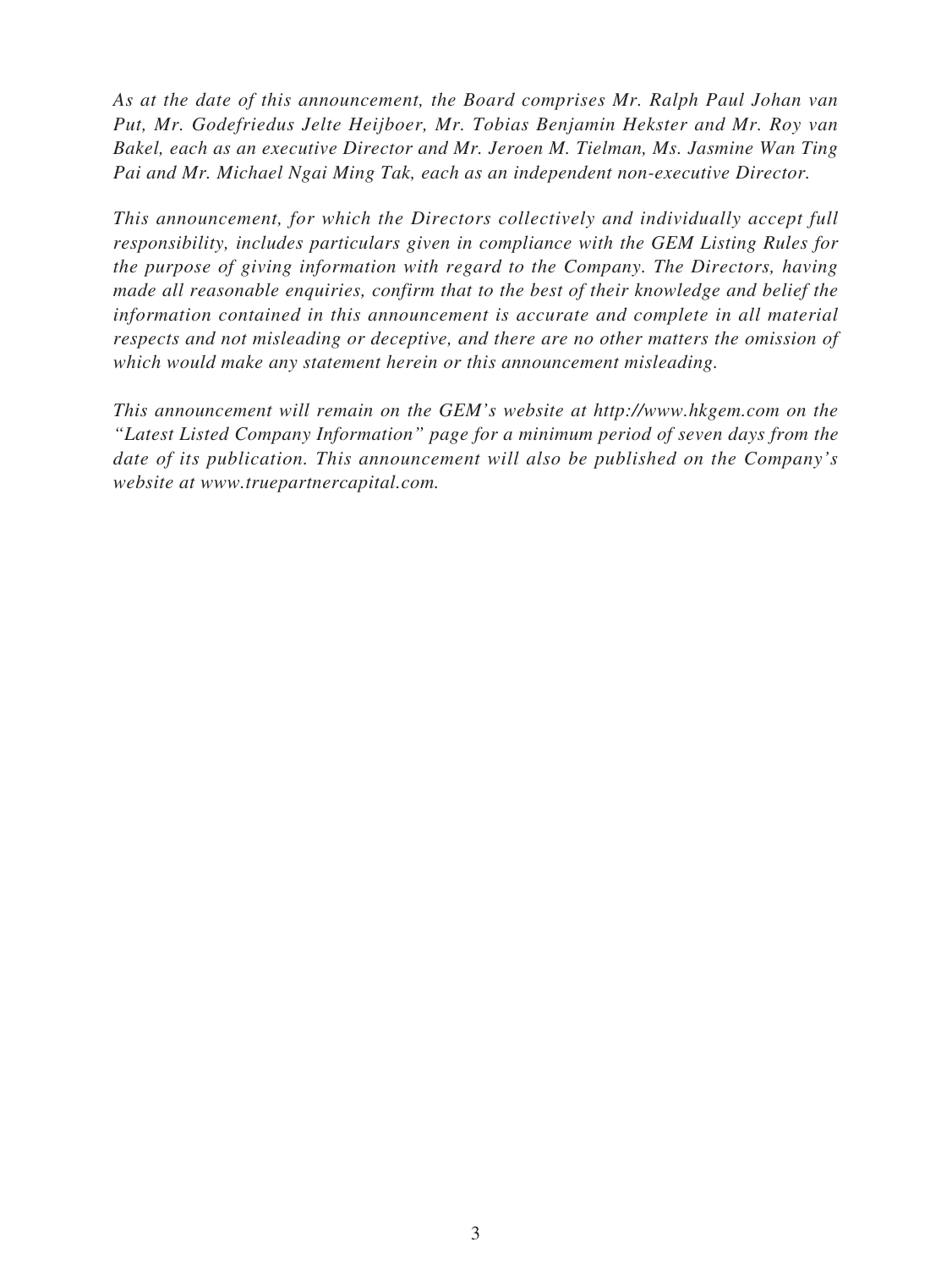*As at the date of this announcement, the Board comprises Mr. Ralph Paul Johan van Put, Mr. Godefriedus Jelte Heijboer, Mr. Tobias Benjamin Hekster and Mr. Roy van Bakel, each as an executive Director and Mr. Jeroen M. Tielman, Ms. Jasmine Wan Ting Pai and Mr. Michael Ngai Ming Tak, each as an independent non-executive Director.*

*This announcement, for which the Directors collectively and individually accept full responsibility, includes particulars given in compliance with the GEM Listing Rules for the purpose of giving information with regard to the Company. The Directors, having made all reasonable enquiries, confirm that to the best of their knowledge and belief the information contained in this announcement is accurate and complete in all material respects and not misleading or deceptive, and there are no other matters the omission of which would make any statement herein or this announcement misleading.*

*This announcement will remain on the GEM's website at http://www.hkgem.com on the "Latest Listed Company Information" page for a minimum period of seven days from the date of its publication. This announcement will also be published on the Company's website at www.truepartnercapital.com.*